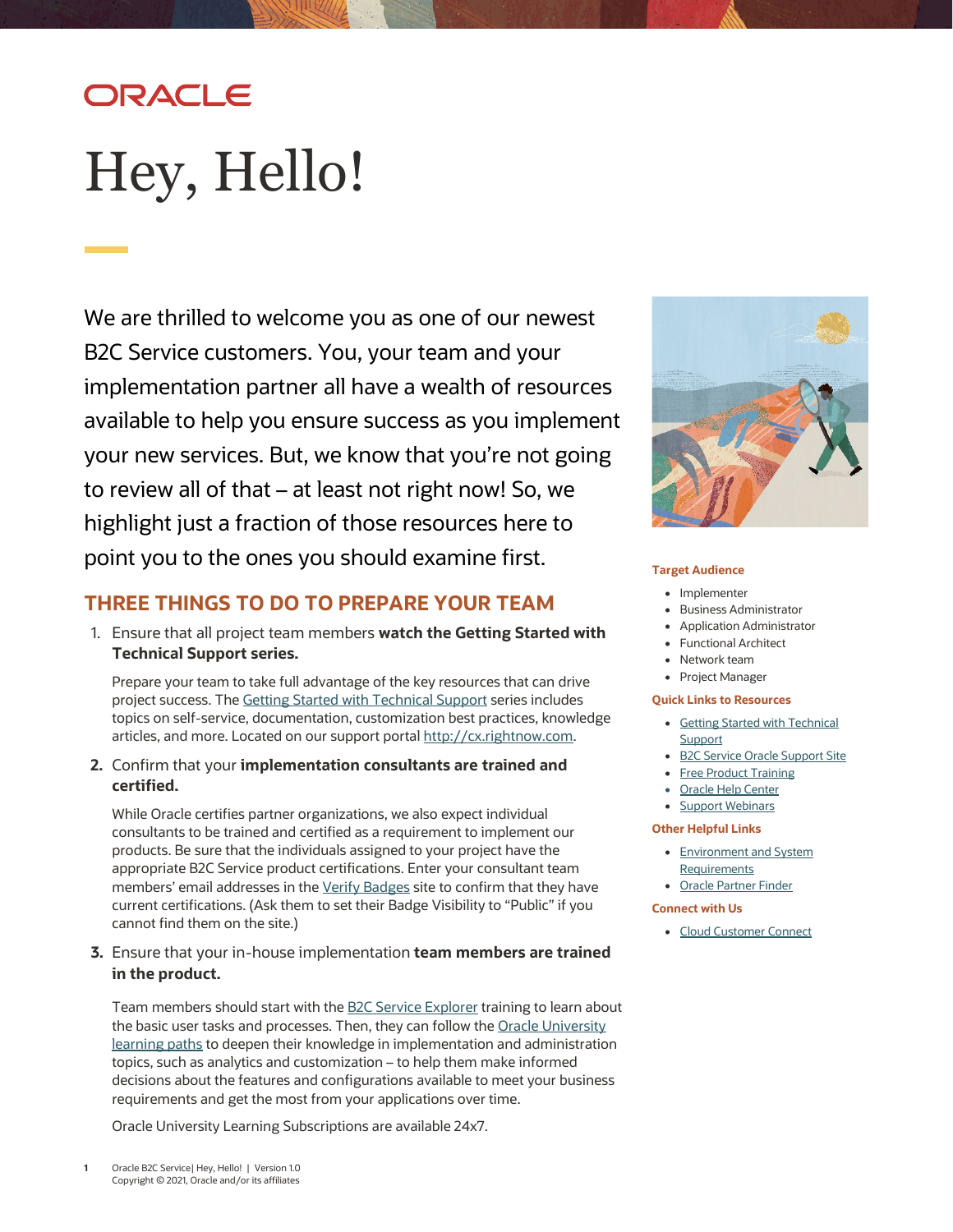# Hey, Hello!

We are thrilled to welcome you as one of our newest B2C Service customers. You, your team and your implementation partner all have a wealth of resources available to help you ensure success as you implement your new services. But, we know that you're not going to review all of that – at least not right now! So, we highlight just a fraction of those resources here to point you to the ones you should examine first.

## THREE THINGS TO DO TO PREPARE YOUR TEAM

1. Ensure that all project team members **watch the Getting Started with Technical Support series.**

   Prepare your team to take full advantage of the key resources that can drive project success. The Getting Started with Technical Support series includes topics on self-service, documentation, customization best practices, knowledge articles, and more. Located on our support portal http://cx.rightnow.com.

2. Confirm that your **implementation consultants are trained and certified.**

   While Oracle certifies partner organizations, we also expect individual consultants to be trained and certified as a requirement to implement our products. Be sure that the individuals assigned to your project have the appropriate B2C Service product certifications. Enter your consultant team members' email addresses in the Verify Badges site to confirm that they have current certifications. (Ask them to set their Badge Visibility to "Public" if you cannot find them on the site.)

3. Ensure that your in-house implementation **team members are trained in the product.**

   Team members should start with the B2C Service Explorer training to learn about the basic user tasks and processes. Then, they can follow the Oracle University learning paths to deepen their knowledge in implementation and administration topics, such as analytics and customization – to help them make informed decisions about the features and configurations available to meet your business requirements and get the most from your applications over time.

   Oracle University Learning Subscriptions are available 24x7.

**Target Audience**

- Implementer
- Business Administrator
- Application Administrator
- Functional Architect
- Network team
- Project Manager

**Quick Links to Resources**

- Getting Started with Technical Support
- B2C Service Oracle Support Site
- Free Product Training
- Oracle Help Center
- Support Webinars

**Other Helpful Links**

- Environment and System Requirements
- Oracle Partner Finder

**Connect with Us**

- Cloud Customer Connect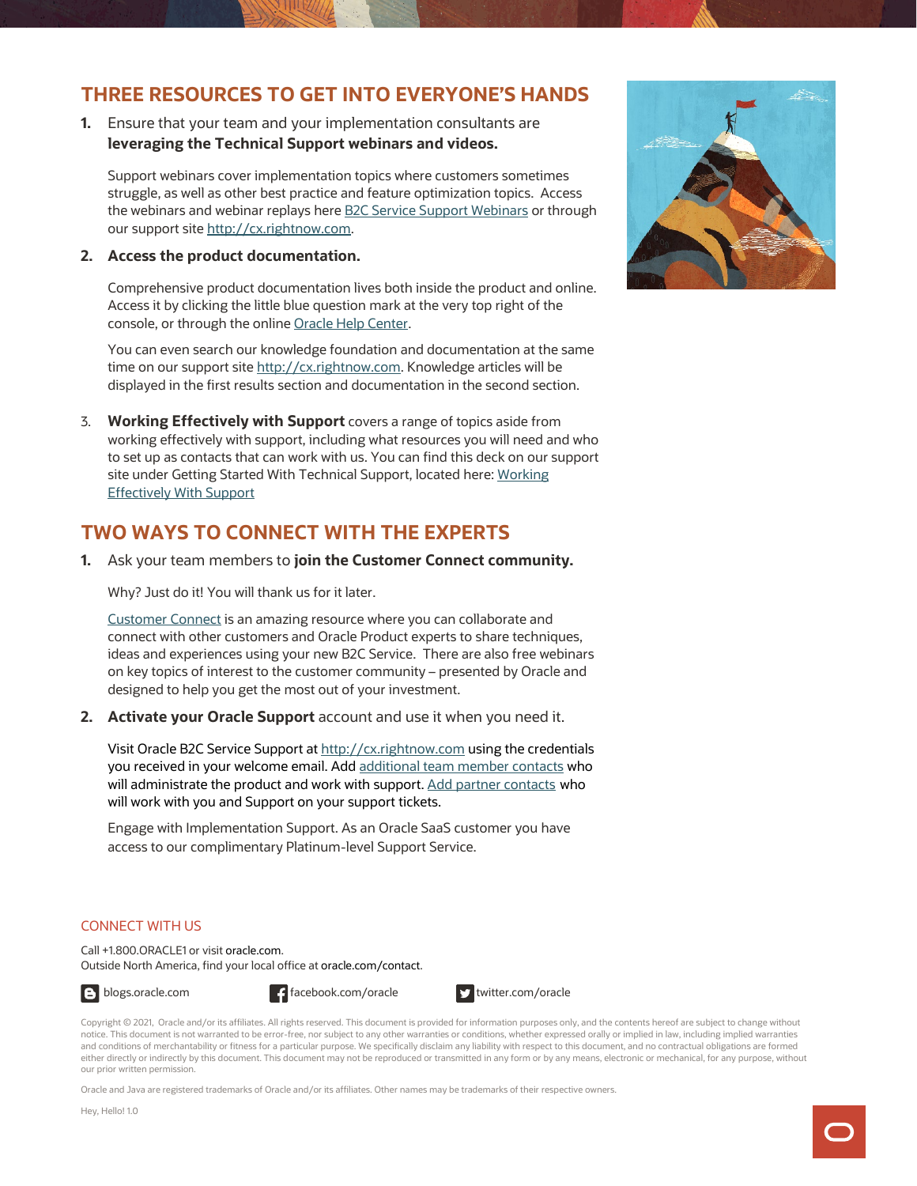## THREE RESOURCES TO GET INTO EVERYONE'S HANDS

1. Ensure that your team and your implementation consultants are **leveraging the Technical Support webinars and videos.**

   Support webinars cover implementation topics where customers sometimes struggle, as well as other best practice and feature optimization topics. Access the webinars and webinar replays here B2C Service Support Webinars or through our support site http://cx.rightnow.com.

2. **Access the product documentation.**

   Comprehensive product documentation lives both inside the product and online. Access it by clicking the little blue question mark at the very top right of the console, or through the online Oracle Help Center.

   You can even search our knowledge foundation and documentation at the same time on our support site http://cx.rightnow.com. Knowledge articles will be displayed in the first results section and documentation in the second section.

3. **Working Effectively with Support** covers a range of topics aside from working effectively with support, including what resources you will need and who to set up as contacts that can work with us. You can find this deck on our support site under Getting Started With Technical Support, located here: Working Effectively With Support

## TWO WAYS TO CONNECT WITH THE EXPERTS

1. Ask your team members to **join the Customer Connect community.**

   Why? Just do it! You will thank us for it later.

   Customer Connect is an amazing resource where you can collaborate and connect with other customers and Oracle Product experts to share techniques, ideas and experiences using your new B2C Service. There are also free webinars on key topics of interest to the customer community – presented by Oracle and designed to help you get the most out of your investment.

2. **Activate your Oracle Support** account and use it when you need it.

   Visit Oracle B2C Service Support at http://cx.rightnow.com using the credentials you received in your welcome email. Add additional team member contacts who will administrate the product and work with support. Add partner contacts who will work with you and Support on your support tickets.

   Engage with Implementation Support. As an Oracle SaaS customer you have access to our complimentary Platinum-level Support Service.

CONNECT WITH US

Call +1.800.ORACLE1 or visit oracle.com.
Outside North America, find your local office at oracle.com/contact.

blogs.oracle.com    facebook.com/oracle    twitter.com/oracle

Copyright © 2021, Oracle and/or its affiliates. All rights reserved. This document is provided for information purposes only, and the contents hereof are subject to change without notice. This document is not warranted to be error-free, nor subject to any other warranties or conditions, whether expressed orally or implied in law, including implied warranties and conditions of merchantability or fitness for a particular purpose. We specifically disclaim any liability with respect to this document, and no contractual obligations are formed either directly or indirectly by this document. This document may not be reproduced or transmitted in any form or by any means, electronic or mechanical, for any purpose, without our prior written permission.

Oracle and Java are registered trademarks of Oracle and/or its affiliates. Other names may be trademarks of their respective owners.

Hey, Hello! 1.0